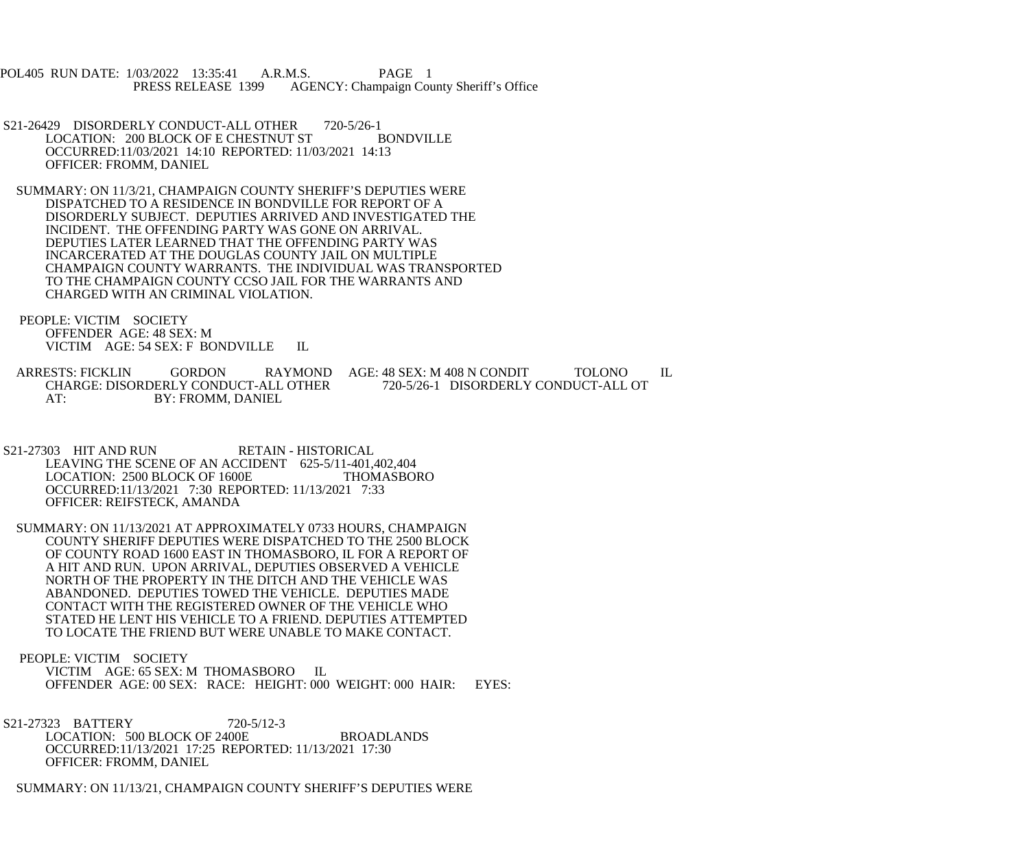POL405 RUN DATE: 1/03/2022 13:35:41 A.R.M.S. PAGE 1
PRESS RELEASE 1399 AGENCY: Champaign County Sheriff's Office

S21-26429 DISORDERLY CONDUCT-ALL OTHER 720-5/26-1
LOCATION: 200 BLOCK OF E CHESTNUT ST BONDVILLE
OCCURRED:11/03/2021 14:10 REPORTED: 11/03/2021 14:13
OFFICER: FROMM, DANIEL

SUMMARY: ON 11/3/21, CHAMPAIGN COUNTY SHERIFF'S DEPUTIES WERE DISPATCHED TO A RESIDENCE IN BONDVILLE FOR REPORT OF A DISORDERLY SUBJECT. DEPUTIES ARRIVED AND INVESTIGATED THE INCIDENT. THE OFFENDING PARTY WAS GONE ON ARRIVAL. DEPUTIES LATER LEARNED THAT THE OFFENDING PARTY WAS INCARCERATED AT THE DOUGLAS COUNTY JAIL ON MULTIPLE CHAMPAIGN COUNTY WARRANTS. THE INDIVIDUAL WAS TRANSPORTED TO THE CHAMPAIGN COUNTY CCSO JAIL FOR THE WARRANTS AND CHARGED WITH AN CRIMINAL VIOLATION.

PEOPLE: VICTIM SOCIETY
OFFENDER AGE: 48 SEX: M
VICTIM AGE: 54 SEX: F BONDVILLE IL

ARRESTS: FICKLIN GORDON RAYMOND AGE: 48 SEX: M 408 N CONDIT TOLONO IL
CHARGE: DISORDERLY CONDUCT-ALL OTHER 720-5/26-1 DISORDERLY CONDUCT-ALL OT
AT: BY: FROMM, DANIEL

S21-27303 HIT AND RUN RETAIN - HISTORICAL
LEAVING THE SCENE OF AN ACCIDENT 625-5/11-401,402,404
LOCATION: 2500 BLOCK OF 1600E THOMASBORO
OCCURRED:11/13/2021 7:30 REPORTED: 11/13/2021 7:33
OFFICER: REIFSTECK, AMANDA

SUMMARY: ON 11/13/2021 AT APPROXIMATELY 0733 HOURS, CHAMPAIGN COUNTY SHERIFF DEPUTIES WERE DISPATCHED TO THE 2500 BLOCK OF COUNTY ROAD 1600 EAST IN THOMASBORO, IL FOR A REPORT OF A HIT AND RUN. UPON ARRIVAL, DEPUTIES OBSERVED A VEHICLE NORTH OF THE PROPERTY IN THE DITCH AND THE VEHICLE WAS ABANDONED. DEPUTIES TOWED THE VEHICLE. DEPUTIES MADE CONTACT WITH THE REGISTERED OWNER OF THE VEHICLE WHO STATED HE LENT HIS VEHICLE TO A FRIEND. DEPUTIES ATTEMPTED TO LOCATE THE FRIEND BUT WERE UNABLE TO MAKE CONTACT.

PEOPLE: VICTIM SOCIETY
VICTIM AGE: 65 SEX: M THOMASBORO IL
OFFENDER AGE: 00 SEX: RACE: HEIGHT: 000 WEIGHT: 000 HAIR: EYES:

S21-27323 BATTERY 720-5/12-3
LOCATION: 500 BLOCK OF 2400E BROADLANDS
OCCURRED:11/13/2021 17:25 REPORTED: 11/13/2021 17:30
OFFICER: FROMM, DANIEL

SUMMARY: ON 11/13/21, CHAMPAIGN COUNTY SHERIFF'S DEPUTIES WERE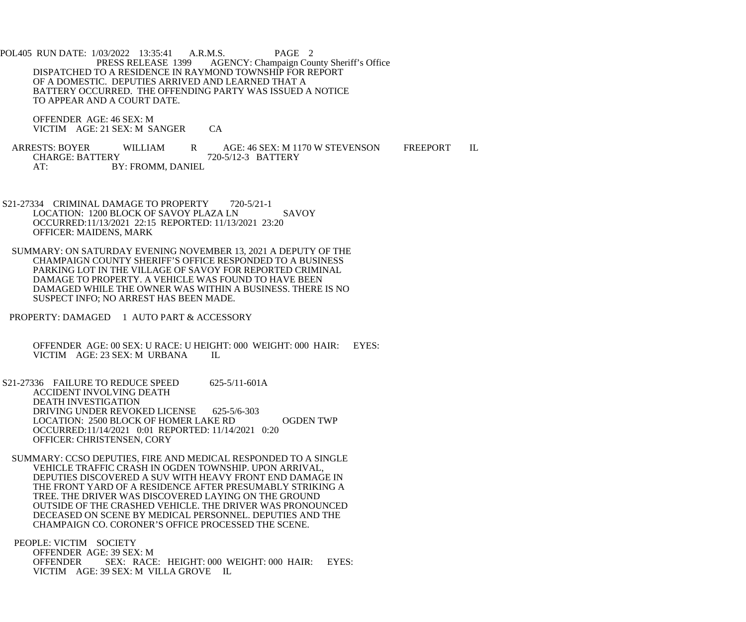DISPATCHED TO A RESIDENCE IN RAYMOND TOWNSHIP FOR REPORT OF A DOMESTIC. DEPUTIES ARRIVED AND LEARNED THAT A BATTERY OCCURRED. THE OFFENDING PARTY WAS ISSUED A NOTICE TO APPEAR AND A COURT DATE.

OFFENDER AGE: 46 SEX: M
VICTIM AGE: 21 SEX: M SANGER CA

ARRESTS: BOYER WILLIAM R AGE: 46 SEX: M 1170 W STEVENSON FREEPORT IL
CHARGE: BATTERY 720-5/12-3 BATTERY
AT: BY: FROMM, DANIEL

S21-27334 CRIMINAL DAMAGE TO PROPERTY 720-5/21-1
LOCATION: 1200 BLOCK OF SAVOY PLAZA LN SAVOY
OCCURRED:11/13/2021 22:15 REPORTED: 11/13/2021 23:20
OFFICER: MAIDENS, MARK

SUMMARY: ON SATURDAY EVENING NOVEMBER 13, 2021 A DEPUTY OF THE CHAMPAIGN COUNTY SHERIFF'S OFFICE RESPONDED TO A BUSINESS PARKING LOT IN THE VILLAGE OF SAVOY FOR REPORTED CRIMINAL DAMAGE TO PROPERTY. A VEHICLE WAS FOUND TO HAVE BEEN DAMAGED WHILE THE OWNER WAS WITHIN A BUSINESS. THERE IS NO SUSPECT INFO; NO ARREST HAS BEEN MADE.

PROPERTY: DAMAGED 1 AUTO PART & ACCESSORY

OFFENDER AGE: 00 SEX: U RACE: U HEIGHT: 000 WEIGHT: 000 HAIR: EYES:
VICTIM AGE: 23 SEX: M URBANA IL

S21-27336 FAILURE TO REDUCE SPEED 625-5/11-601A
ACCIDENT INVOLVING DEATH
DEATH INVESTIGATION
DRIVING UNDER REVOKED LICENSE 625-5/6-303
LOCATION: 2500 BLOCK OF HOMER LAKE RD OGDEN TWP
OCCURRED:11/14/2021 0:01 REPORTED: 11/14/2021 0:20
OFFICER: CHRISTENSEN, CORY

SUMMARY: CCSO DEPUTIES, FIRE AND MEDICAL RESPONDED TO A SINGLE VEHICLE TRAFFIC CRASH IN OGDEN TOWNSHIP. UPON ARRIVAL, DEPUTIES DISCOVERED A SUV WITH HEAVY FRONT END DAMAGE IN THE FRONT YARD OF A RESIDENCE AFTER PRESUMABLY STRIKING A TREE. THE DRIVER WAS DISCOVERED LAYING ON THE GROUND OUTSIDE OF THE CRASHED VEHICLE. THE DRIVER WAS PRONOUNCED DECEASED ON SCENE BY MEDICAL PERSONNEL. DEPUTIES AND THE CHAMPAIGN CO. CORONER'S OFFICE PROCESSED THE SCENE.

PEOPLE: VICTIM SOCIETY
OFFENDER AGE: 39 SEX: M
OFFENDER SEX: RACE: HEIGHT: 000 WEIGHT: 000 HAIR: EYES:
VICTIM AGE: 39 SEX: M VILLA GROVE IL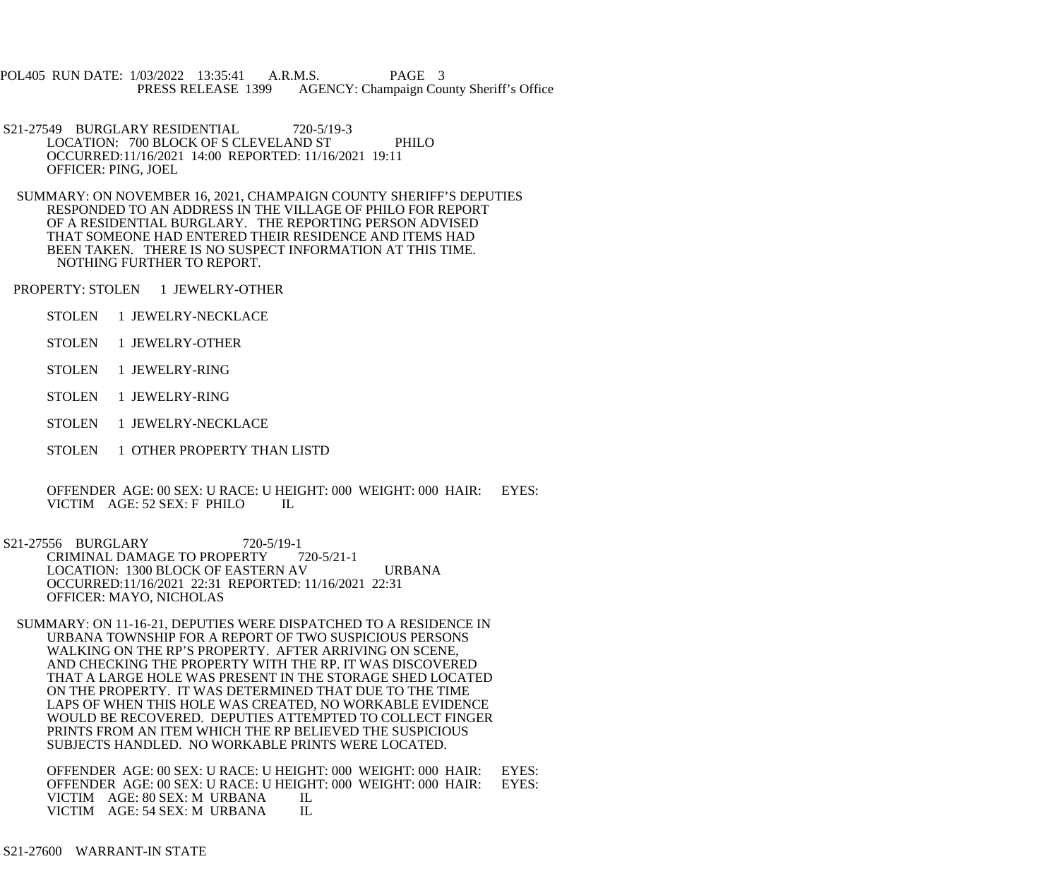S21-27549 BURGLARY RESIDENTIAL 720-5/19-3
LOCATION: 700 BLOCK OF S CLEVELAND ST PHILO
OCCURRED:11/16/2021 14:00 REPORTED: 11/16/2021 19:11
OFFICER: PING, JOEL

SUMMARY: ON NOVEMBER 16, 2021, CHAMPAIGN COUNTY SHERIFF'S DEPUTIES RESPONDED TO AN ADDRESS IN THE VILLAGE OF PHILO FOR REPORT OF A RESIDENTIAL BURGLARY. THE REPORTING PERSON ADVISED THAT SOMEONE HAD ENTERED THEIR RESIDENCE AND ITEMS HAD BEEN TAKEN. THERE IS NO SUSPECT INFORMATION AT THIS TIME. NOTHING FURTHER TO REPORT.

PROPERTY: STOLEN 1 JEWELRY-OTHER

STOLEN 1 JEWELRY-NECKLACE

STOLEN 1 JEWELRY-OTHER

STOLEN 1 JEWELRY-RING

STOLEN 1 JEWELRY-RING

STOLEN 1 JEWELRY-NECKLACE

STOLEN 1 OTHER PROPERTY THAN LISTD

OFFENDER AGE: 00 SEX: U RACE: U HEIGHT: 000 WEIGHT: 000 HAIR: EYES:
VICTIM AGE: 52 SEX: F PHILO IL

S21-27556 BURGLARY 720-5/19-1
CRIMINAL DAMAGE TO PROPERTY 720-5/21-1
LOCATION: 1300 BLOCK OF EASTERN AV URBANA
OCCURRED:11/16/2021 22:31 REPORTED: 11/16/2021 22:31
OFFICER: MAYO, NICHOLAS

SUMMARY: ON 11-16-21, DEPUTIES WERE DISPATCHED TO A RESIDENCE IN URBANA TOWNSHIP FOR A REPORT OF TWO SUSPICIOUS PERSONS WALKING ON THE RP'S PROPERTY. AFTER ARRIVING ON SCENE, AND CHECKING THE PROPERTY WITH THE RP. IT WAS DISCOVERED THAT A LARGE HOLE WAS PRESENT IN THE STORAGE SHED LOCATED ON THE PROPERTY. IT WAS DETERMINED THAT DUE TO THE TIME LAPS OF WHEN THIS HOLE WAS CREATED, NO WORKABLE EVIDENCE WOULD BE RECOVERED. DEPUTIES ATTEMPTED TO COLLECT FINGER PRINTS FROM AN ITEM WHICH THE RP BELIEVED THE SUSPICIOUS SUBJECTS HANDLED. NO WORKABLE PRINTS WERE LOCATED.

OFFENDER AGE: 00 SEX: U RACE: U HEIGHT: 000 WEIGHT: 000 HAIR: EYES:
OFFENDER AGE: 00 SEX: U RACE: U HEIGHT: 000 WEIGHT: 000 HAIR: EYES:
VICTIM AGE: 80 SEX: M URBANA IL
VICTIM AGE: 54 SEX: M URBANA IL

S21-27600 WARRANT-IN STATE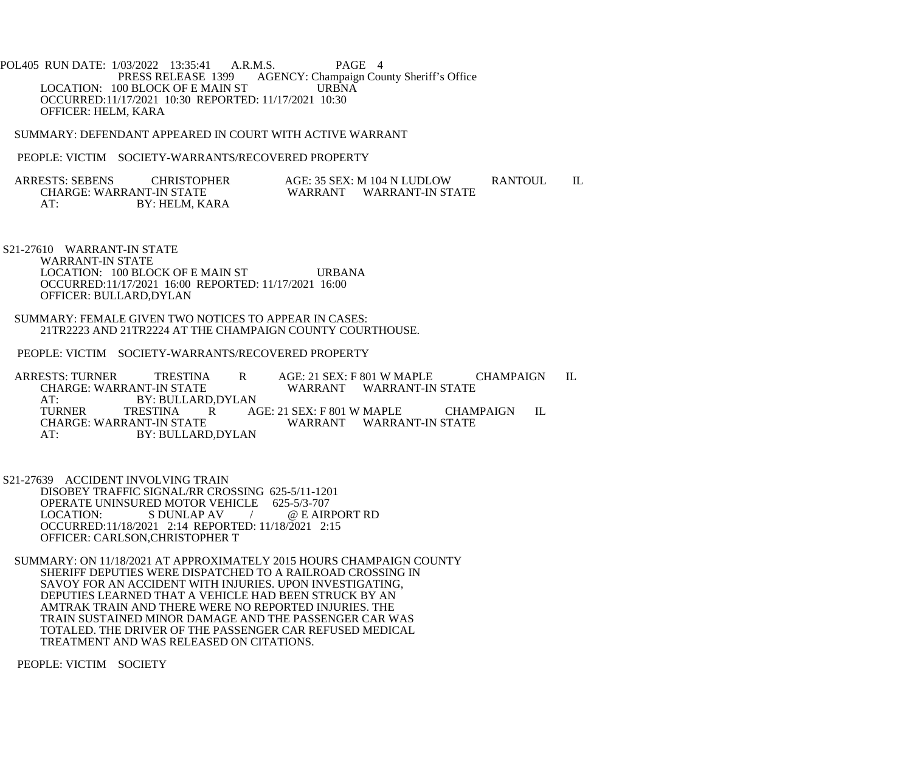POL405 RUN DATE: 1/03/2022 13:35:41 A.R.M.S. PAGE 4
PRESS RELEASE 1399 AGENCY: Champaign County Sheriff's Office
LOCATION: 100 BLOCK OF E MAIN ST URBNA
OCCURRED:11/17/2021 10:30 REPORTED: 11/17/2021 10:30
OFFICER: HELM, KARA

SUMMARY: DEFENDANT APPEARED IN COURT WITH ACTIVE WARRANT

PEOPLE: VICTIM SOCIETY-WARRANTS/RECOVERED PROPERTY

ARRESTS: SEBENS CHRISTOPHER AGE: 35 SEX: M 104 N LUDLOW RANTOUL IL
CHARGE: WARRANT-IN STATE WARRANT WARRANT-IN STATE
AT: BY: HELM, KARA

S21-27610 WARRANT-IN STATE
WARRANT-IN STATE
LOCATION: 100 BLOCK OF E MAIN ST URBANA
OCCURRED:11/17/2021 16:00 REPORTED: 11/17/2021 16:00
OFFICER: BULLARD,DYLAN

SUMMARY: FEMALE GIVEN TWO NOTICES TO APPEAR IN CASES:
21TR2223 AND 21TR2224 AT THE CHAMPAIGN COUNTY COURTHOUSE.

PEOPLE: VICTIM SOCIETY-WARRANTS/RECOVERED PROPERTY

ARRESTS: TURNER TRESTINA R AGE: 21 SEX: F 801 W MAPLE CHAMPAIGN IL
CHARGE: WARRANT-IN STATE WARRANT WARRANT-IN STATE
AT: BY: BULLARD,DYLAN
TURNER TRESTINA R AGE: 21 SEX: F 801 W MAPLE CHAMPAIGN IL
CHARGE: WARRANT-IN STATE WARRANT WARRANT-IN STATE
AT: BY: BULLARD,DYLAN

S21-27639 ACCIDENT INVOLVING TRAIN
DISOBEY TRAFFIC SIGNAL/RR CROSSING 625-5/11-1201
OPERATE UNINSURED MOTOR VEHICLE 625-5/3-707
LOCATION: S DUNLAP AV / @ E AIRPORT RD
OCCURRED:11/18/2021 2:14 REPORTED: 11/18/2021 2:15
OFFICER: CARLSON,CHRISTOPHER T

SUMMARY: ON 11/18/2021 AT APPROXIMATELY 2015 HOURS CHAMPAIGN COUNTY SHERIFF DEPUTIES WERE DISPATCHED TO A RAILROAD CROSSING IN SAVOY FOR AN ACCIDENT WITH INJURIES. UPON INVESTIGATING, DEPUTIES LEARNED THAT A VEHICLE HAD BEEN STRUCK BY AN AMTRAK TRAIN AND THERE WERE NO REPORTED INJURIES. THE TRAIN SUSTAINED MINOR DAMAGE AND THE PASSENGER CAR WAS TOTALED. THE DRIVER OF THE PASSENGER CAR REFUSED MEDICAL TREATMENT AND WAS RELEASED ON CITATIONS.

PEOPLE: VICTIM SOCIETY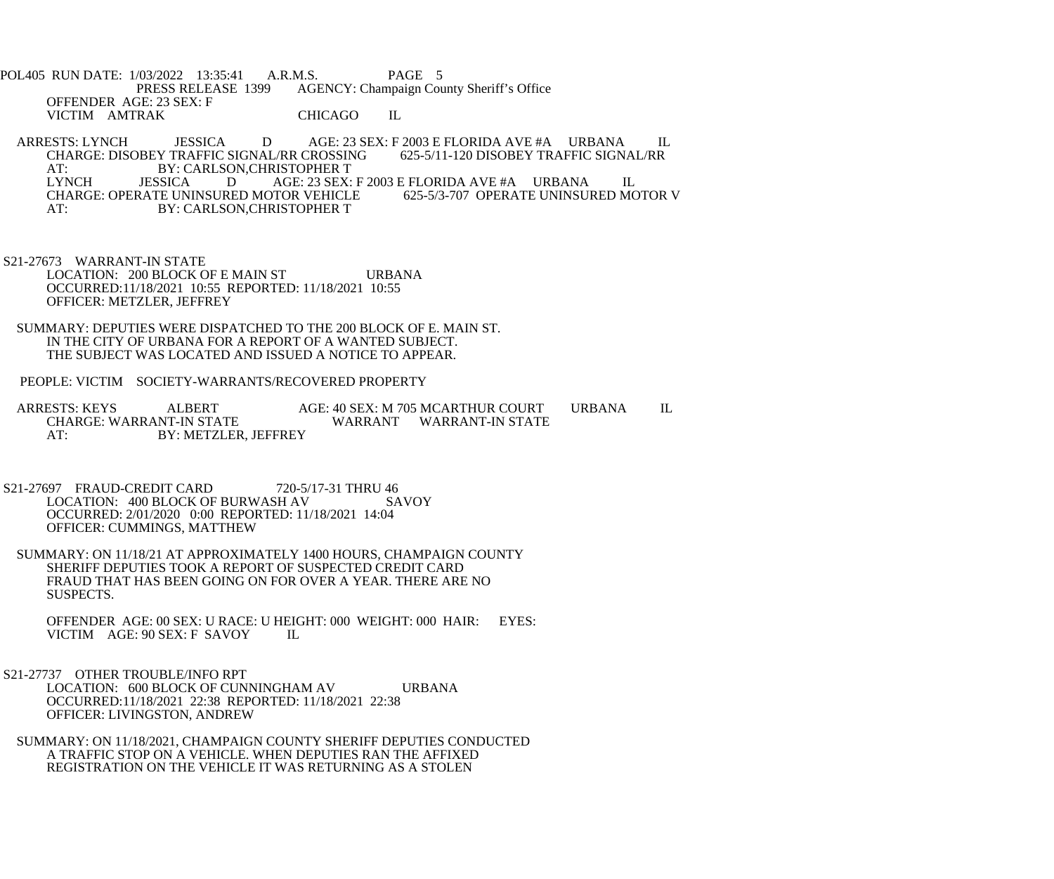OFFENDER AGE: 23 SEX: F
VICTIM AMTRAK CHICAGO IL

ARRESTS: LYNCH JESSICA D AGE: 23 SEX: F 2003 E FLORIDA AVE #A URBANA IL
CHARGE: DISOBEY TRAFFIC SIGNAL/RR CROSSING 625-5/11-120 DISOBEY TRAFFIC SIGNAL/RR
AT: BY: CARLSON,CHRISTOPHER T
LYNCH JESSICA D AGE: 23 SEX: F 2003 E FLORIDA AVE #A URBANA IL
CHARGE: OPERATE UNINSURED MOTOR VEHICLE 625-5/3-707 OPERATE UNINSURED MOTOR V
AT: BY: CARLSON,CHRISTOPHER T

S21-27673 WARRANT-IN STATE
LOCATION: 200 BLOCK OF E MAIN ST URBANA
OCCURRED:11/18/2021 10:55 REPORTED: 11/18/2021 10:55
OFFICER: METZLER, JEFFREY

SUMMARY: DEPUTIES WERE DISPATCHED TO THE 200 BLOCK OF E. MAIN ST. IN THE CITY OF URBANA FOR A REPORT OF A WANTED SUBJECT. THE SUBJECT WAS LOCATED AND ISSUED A NOTICE TO APPEAR.

PEOPLE: VICTIM SOCIETY-WARRANTS/RECOVERED PROPERTY

ARRESTS: KEYS ALBERT AGE: 40 SEX: M 705 MCARTHUR COURT URBANA IL
CHARGE: WARRANT-IN STATE WARRANT WARRANT-IN STATE
AT: BY: METZLER, JEFFREY

S21-27697 FRAUD-CREDIT CARD 720-5/17-31 THRU 46
LOCATION: 400 BLOCK OF BURWASH AV SAVOY
OCCURRED: 2/01/2020 0:00 REPORTED: 11/18/2021 14:04
OFFICER: CUMMINGS, MATTHEW

SUMMARY: ON 11/18/21 AT APPROXIMATELY 1400 HOURS, CHAMPAIGN COUNTY SHERIFF DEPUTIES TOOK A REPORT OF SUSPECTED CREDIT CARD FRAUD THAT HAS BEEN GOING ON FOR OVER A YEAR. THERE ARE NO SUSPECTS.

OFFENDER AGE: 00 SEX: U RACE: U HEIGHT: 000 WEIGHT: 000 HAIR: EYES:
VICTIM AGE: 90 SEX: F SAVOY IL

S21-27737 OTHER TROUBLE/INFO RPT
LOCATION: 600 BLOCK OF CUNNINGHAM AV URBANA
OCCURRED:11/18/2021 22:38 REPORTED: 11/18/2021 22:38
OFFICER: LIVINGSTON, ANDREW

SUMMARY: ON 11/18/2021, CHAMPAIGN COUNTY SHERIFF DEPUTIES CONDUCTED A TRAFFIC STOP ON A VEHICLE. WHEN DEPUTIES RAN THE AFFIXED REGISTRATION ON THE VEHICLE IT WAS RETURNING AS A STOLEN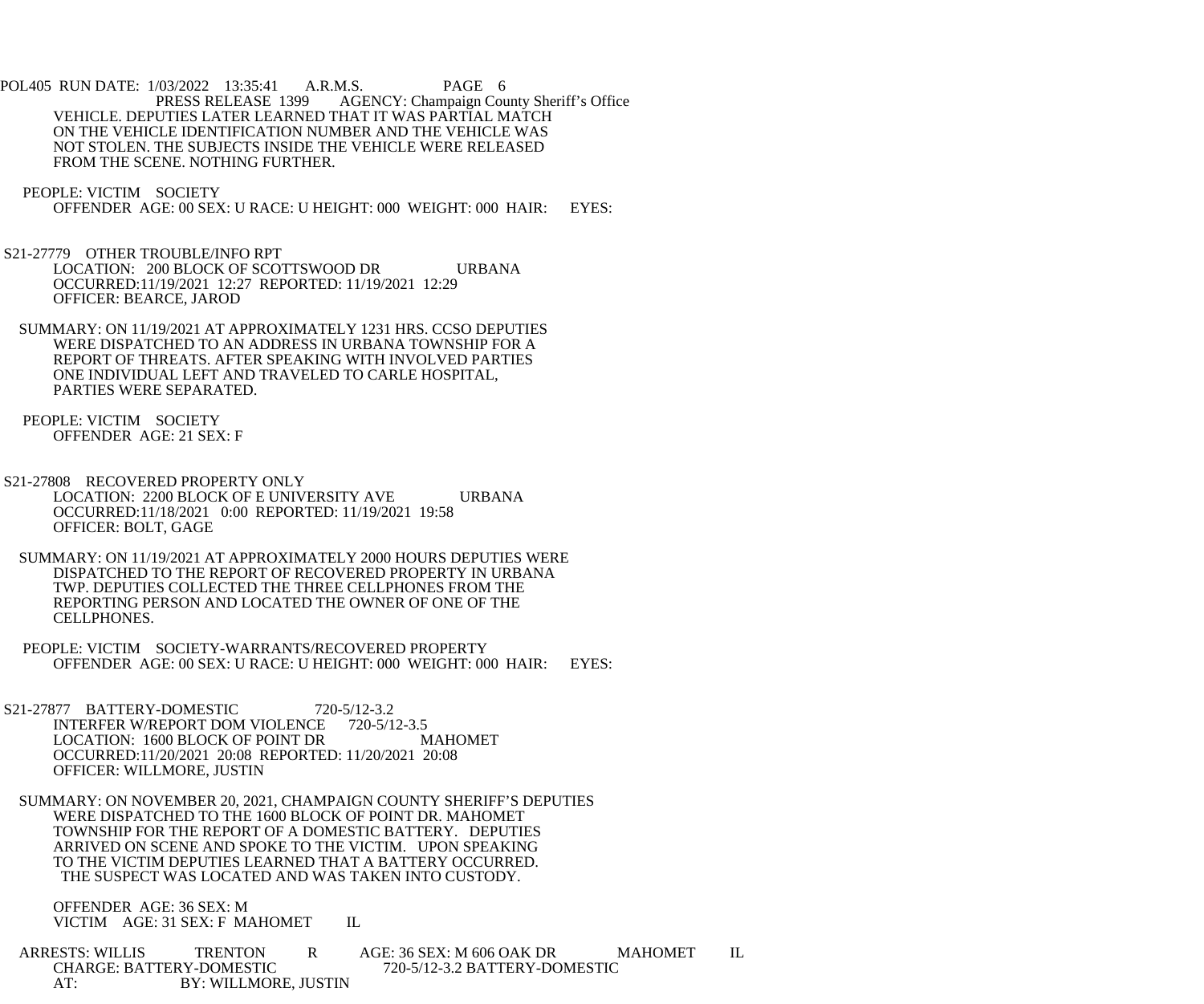VEHICLE. DEPUTIES LATER LEARNED THAT IT WAS PARTIAL MATCH ON THE VEHICLE IDENTIFICATION NUMBER AND THE VEHICLE WAS NOT STOLEN. THE SUBJECTS INSIDE THE VEHICLE WERE RELEASED FROM THE SCENE. NOTHING FURTHER.

PEOPLE: VICTIM SOCIETY
OFFENDER AGE: 00 SEX: U RACE: U HEIGHT: 000 WEIGHT: 000 HAIR: EYES:

S21-27779 OTHER TROUBLE/INFO RPT
LOCATION: 200 BLOCK OF SCOTTSWOOD DR URBANA
OCCURRED:11/19/2021 12:27 REPORTED: 11/19/2021 12:29
OFFICER: BEARCE, JAROD

SUMMARY: ON 11/19/2021 AT APPROXIMATELY 1231 HRS. CCSO DEPUTIES WERE DISPATCHED TO AN ADDRESS IN URBANA TOWNSHIP FOR A REPORT OF THREATS. AFTER SPEAKING WITH INVOLVED PARTIES ONE INDIVIDUAL LEFT AND TRAVELED TO CARLE HOSPITAL, PARTIES WERE SEPARATED.

PEOPLE: VICTIM SOCIETY
OFFENDER AGE: 21 SEX: F

S21-27808 RECOVERED PROPERTY ONLY
LOCATION: 2200 BLOCK OF E UNIVERSITY AVE URBANA
OCCURRED:11/18/2021 0:00 REPORTED: 11/19/2021 19:58
OFFICER: BOLT, GAGE

SUMMARY: ON 11/19/2021 AT APPROXIMATELY 2000 HOURS DEPUTIES WERE DISPATCHED TO THE REPORT OF RECOVERED PROPERTY IN URBANA TWP. DEPUTIES COLLECTED THE THREE CELLPHONES FROM THE REPORTING PERSON AND LOCATED THE OWNER OF ONE OF THE CELLPHONES.

PEOPLE: VICTIM SOCIETY-WARRANTS/RECOVERED PROPERTY
OFFENDER AGE: 00 SEX: U RACE: U HEIGHT: 000 WEIGHT: 000 HAIR: EYES:

S21-27877 BATTERY-DOMESTIC 720-5/12-3.2
INTERFER W/REPORT DOM VIOLENCE 720-5/12-3.5
LOCATION: 1600 BLOCK OF POINT DR MAHOMET
OCCURRED:11/20/2021 20:08 REPORTED: 11/20/2021 20:08
OFFICER: WILLMORE, JUSTIN

SUMMARY: ON NOVEMBER 20, 2021, CHAMPAIGN COUNTY SHERIFF'S DEPUTIES WERE DISPATCHED TO THE 1600 BLOCK OF POINT DR. MAHOMET TOWNSHIP FOR THE REPORT OF A DOMESTIC BATTERY. DEPUTIES ARRIVED ON SCENE AND SPOKE TO THE VICTIM. UPON SPEAKING TO THE VICTIM DEPUTIES LEARNED THAT A BATTERY OCCURRED. THE SUSPECT WAS LOCATED AND WAS TAKEN INTO CUSTODY.

OFFENDER AGE: 36 SEX: M
VICTIM AGE: 31 SEX: F MAHOMET IL

ARRESTS: WILLIS TRENTON R AGE: 36 SEX: M 606 OAK DR MAHOMET IL
CHARGE: BATTERY-DOMESTIC 720-5/12-3.2 BATTERY-DOMESTIC
AT: BY: WILLMORE, JUSTIN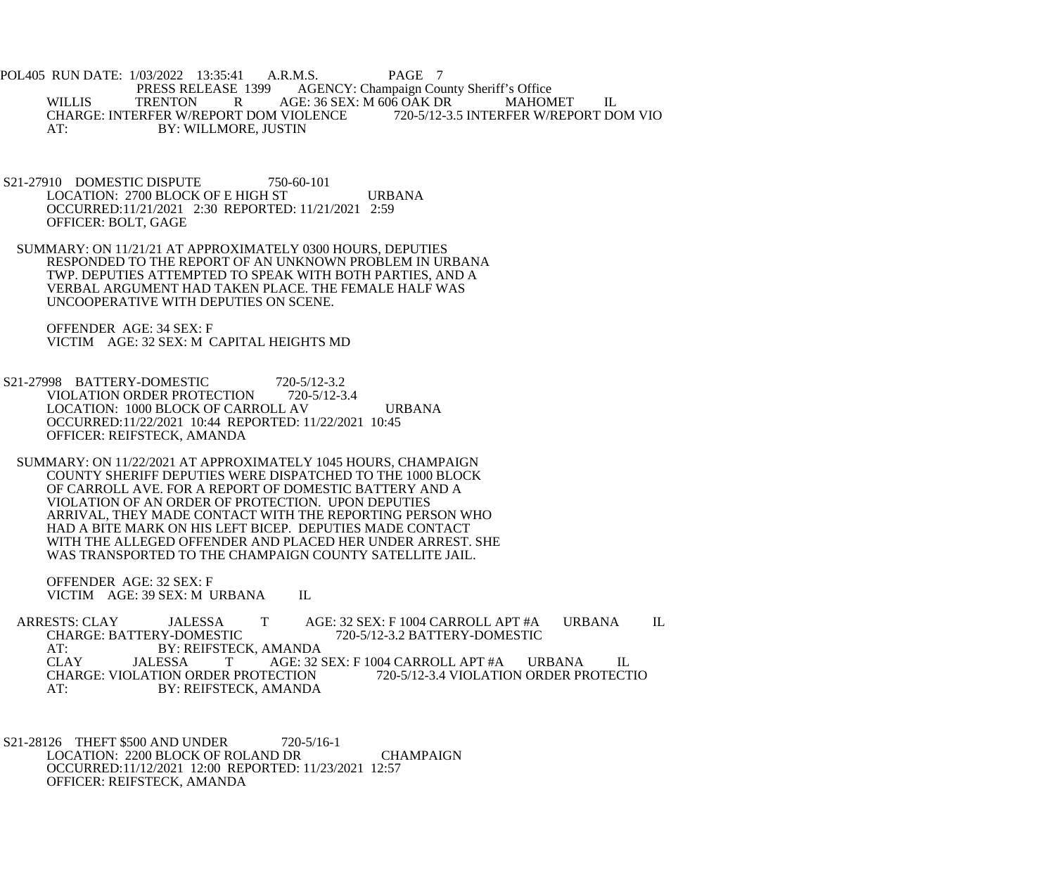WILLIS TRENTON R AGE: 36 SEX: M 606 OAK DR MAHOMET IL
CHARGE: INTERFER W/REPORT DOM VIOLENCE 720-5/12-3.5 INTERFER W/REPORT DOM VIO
AT: BY: WILLMORE, JUSTIN

S21-27910 DOMESTIC DISPUTE 750-60-101
LOCATION: 2700 BLOCK OF E HIGH ST URBANA
OCCURRED:11/21/2021 2:30 REPORTED: 11/21/2021 2:59
OFFICER: BOLT, GAGE

SUMMARY: ON 11/21/21 AT APPROXIMATELY 0300 HOURS, DEPUTIES RESPONDED TO THE REPORT OF AN UNKNOWN PROBLEM IN URBANA TWP. DEPUTIES ATTEMPTED TO SPEAK WITH BOTH PARTIES, AND A VERBAL ARGUMENT HAD TAKEN PLACE. THE FEMALE HALF WAS UNCOOPERATIVE WITH DEPUTIES ON SCENE.

OFFENDER AGE: 34 SEX: F
VICTIM AGE: 32 SEX: M CAPITAL HEIGHTS MD

S21-27998 BATTERY-DOMESTIC 720-5/12-3.2
VIOLATION ORDER PROTECTION 720-5/12-3.4
LOCATION: 1000 BLOCK OF CARROLL AV URBANA
OCCURRED:11/22/2021 10:44 REPORTED: 11/22/2021 10:45
OFFICER: REIFSTECK, AMANDA

SUMMARY: ON 11/22/2021 AT APPROXIMATELY 1045 HOURS, CHAMPAIGN COUNTY SHERIFF DEPUTIES WERE DISPATCHED TO THE 1000 BLOCK OF CARROLL AVE. FOR A REPORT OF DOMESTIC BATTERY AND A VIOLATION OF AN ORDER OF PROTECTION. UPON DEPUTIES ARRIVAL, THEY MADE CONTACT WITH THE REPORTING PERSON WHO HAD A BITE MARK ON HIS LEFT BICEP. DEPUTIES MADE CONTACT WITH THE ALLEGED OFFENDER AND PLACED HER UNDER ARREST. SHE WAS TRANSPORTED TO THE CHAMPAIGN COUNTY SATELLITE JAIL.

OFFENDER AGE: 32 SEX: F
VICTIM AGE: 39 SEX: M URBANA IL

ARRESTS: CLAY JALESSA T AGE: 32 SEX: F 1004 CARROLL APT #A URBANA IL
CHARGE: BATTERY-DOMESTIC 720-5/12-3.2 BATTERY-DOMESTIC
AT: BY: REIFSTECK, AMANDA
CLAY JALESSA T AGE: 32 SEX: F 1004 CARROLL APT #A URBANA IL
CHARGE: VIOLATION ORDER PROTECTION 720-5/12-3.4 VIOLATION ORDER PROTECTIO
AT: BY: REIFSTECK, AMANDA

S21-28126 THEFT $500 AND UNDER 720-5/16-1
LOCATION: 2200 BLOCK OF ROLAND DR CHAMPAIGN
OCCURRED:11/12/2021 12:00 REPORTED: 11/23/2021 12:57
OFFICER: REIFSTECK, AMANDA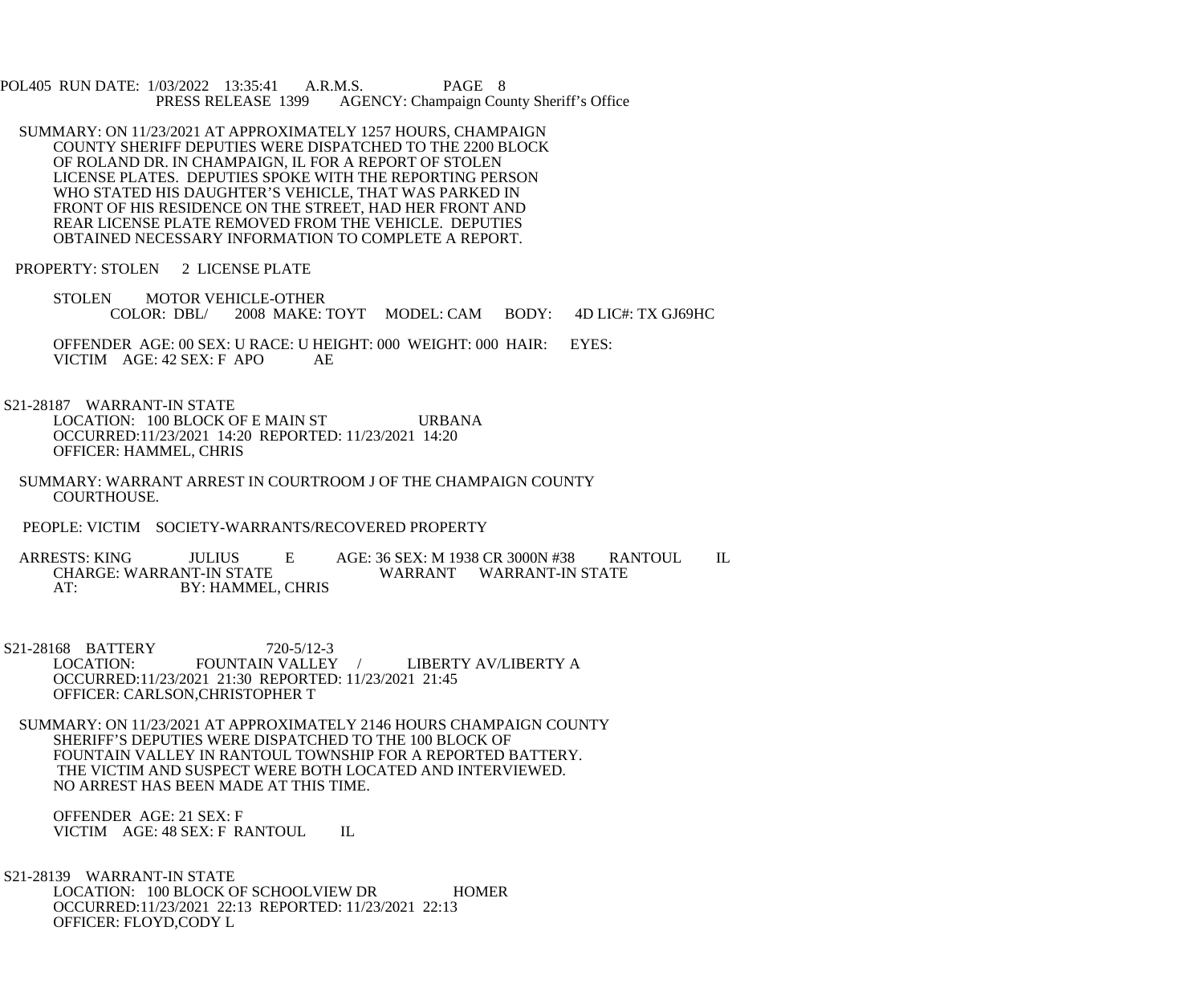SUMMARY: ON 11/23/2021 AT APPROXIMATELY 1257 HOURS, CHAMPAIGN COUNTY SHERIFF DEPUTIES WERE DISPATCHED TO THE 2200 BLOCK OF ROLAND DR. IN CHAMPAIGN, IL FOR A REPORT OF STOLEN LICENSE PLATES. DEPUTIES SPOKE WITH THE REPORTING PERSON WHO STATED HIS DAUGHTER'S VEHICLE, THAT WAS PARKED IN FRONT OF HIS RESIDENCE ON THE STREET, HAD HER FRONT AND REAR LICENSE PLATE REMOVED FROM THE VEHICLE. DEPUTIES OBTAINED NECESSARY INFORMATION TO COMPLETE A REPORT.

PROPERTY: STOLEN 2 LICENSE PLATE

STOLEN MOTOR VEHICLE-OTHER
COLOR: DBL/ 2008 MAKE: TOYT MODEL: CAM BODY: 4D LIC#: TX GJ69HC

OFFENDER AGE: 00 SEX: U RACE: U HEIGHT: 000 WEIGHT: 000 HAIR: EYES:
VICTIM AGE: 42 SEX: F APO AE

S21-28187 WARRANT-IN STATE
LOCATION: 100 BLOCK OF E MAIN ST URBANA
OCCURRED:11/23/2021 14:20 REPORTED: 11/23/2021 14:20
OFFICER: HAMMEL, CHRIS

SUMMARY: WARRANT ARREST IN COURTROOM J OF THE CHAMPAIGN COUNTY COURTHOUSE.

PEOPLE: VICTIM SOCIETY-WARRANTS/RECOVERED PROPERTY

ARRESTS: KING JULIUS E AGE: 36 SEX: M 1938 CR 3000N #38 RANTOUL IL
CHARGE: WARRANT-IN STATE WARRANT WARRANT-IN STATE
AT: BY: HAMMEL, CHRIS

S21-28168 BATTERY 720-5/12-3
LOCATION: FOUNTAIN VALLEY / LIBERTY AV/LIBERTY A
OCCURRED:11/23/2021 21:30 REPORTED: 11/23/2021 21:45
OFFICER: CARLSON,CHRISTOPHER T

SUMMARY: ON 11/23/2021 AT APPROXIMATELY 2146 HOURS CHAMPAIGN COUNTY SHERIFF'S DEPUTIES WERE DISPATCHED TO THE 100 BLOCK OF FOUNTAIN VALLEY IN RANTOUL TOWNSHIP FOR A REPORTED BATTERY. THE VICTIM AND SUSPECT WERE BOTH LOCATED AND INTERVIEWED. NO ARREST HAS BEEN MADE AT THIS TIME.

OFFENDER AGE: 21 SEX: F
VICTIM AGE: 48 SEX: F RANTOUL IL

S21-28139 WARRANT-IN STATE
LOCATION: 100 BLOCK OF SCHOOLVIEW DR HOMER
OCCURRED:11/23/2021 22:13 REPORTED: 11/23/2021 22:13
OFFICER: FLOYD,CODY L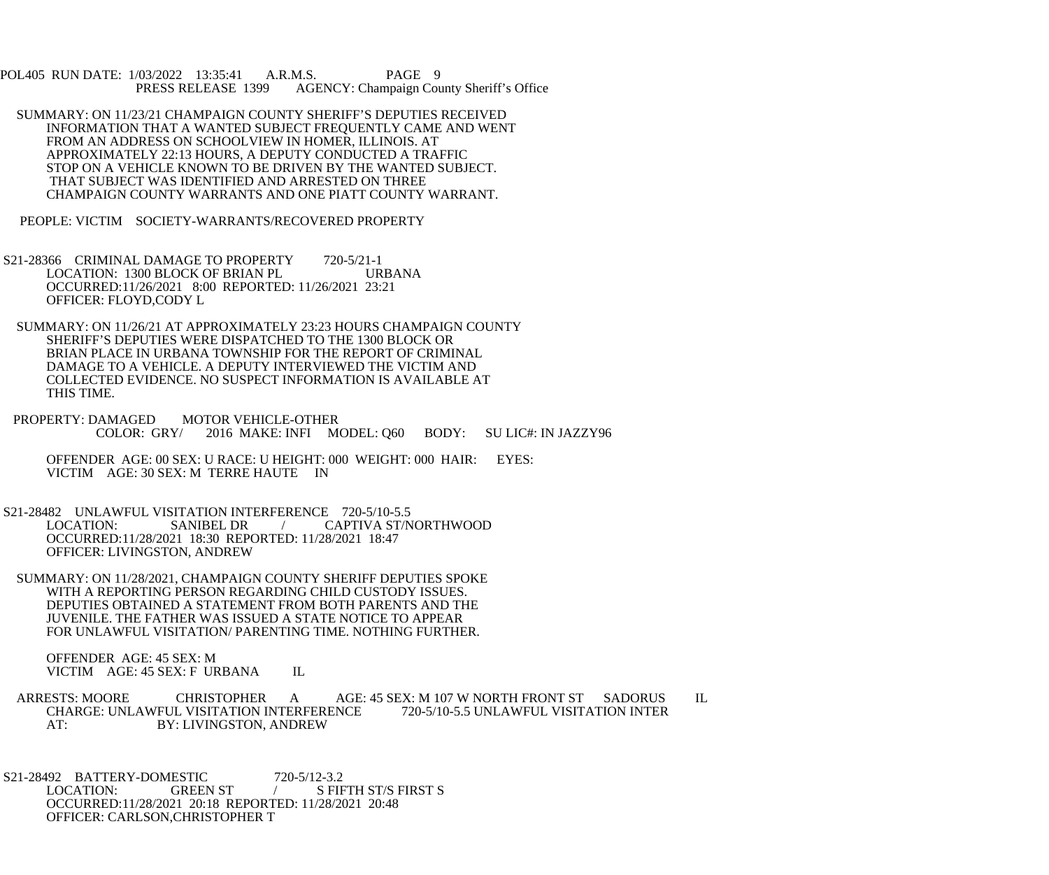SUMMARY: ON 11/23/21 CHAMPAIGN COUNTY SHERIFF'S DEPUTIES RECEIVED INFORMATION THAT A WANTED SUBJECT FREQUENTLY CAME AND WENT FROM AN ADDRESS ON SCHOOLVIEW IN HOMER, ILLINOIS. AT APPROXIMATELY 22:13 HOURS, A DEPUTY CONDUCTED A TRAFFIC STOP ON A VEHICLE KNOWN TO BE DRIVEN BY THE WANTED SUBJECT. THAT SUBJECT WAS IDENTIFIED AND ARRESTED ON THREE CHAMPAIGN COUNTY WARRANTS AND ONE PIATT COUNTY WARRANT.

PEOPLE: VICTIM SOCIETY-WARRANTS/RECOVERED PROPERTY

S21-28366 CRIMINAL DAMAGE TO PROPERTY 720-5/21-1
LOCATION: 1300 BLOCK OF BRIAN PL URBANA
OCCURRED:11/26/2021 8:00 REPORTED: 11/26/2021 23:21
OFFICER: FLOYD,CODY L

SUMMARY: ON 11/26/21 AT APPROXIMATELY 23:23 HOURS CHAMPAIGN COUNTY SHERIFF'S DEPUTIES WERE DISPATCHED TO THE 1300 BLOCK OR BRIAN PLACE IN URBANA TOWNSHIP FOR THE REPORT OF CRIMINAL DAMAGE TO A VEHICLE. A DEPUTY INTERVIEWED THE VICTIM AND COLLECTED EVIDENCE. NO SUSPECT INFORMATION IS AVAILABLE AT THIS TIME.

PROPERTY: DAMAGED MOTOR VEHICLE-OTHER
COLOR: GRY/ 2016 MAKE: INFI MODEL: Q60 BODY: SU LIC#: IN JAZZY96

OFFENDER AGE: 00 SEX: U RACE: U HEIGHT: 000 WEIGHT: 000 HAIR: EYES:
VICTIM AGE: 30 SEX: M TERRE HAUTE IN

S21-28482 UNLAWFUL VISITATION INTERFERENCE 720-5/10-5.5
LOCATION: SANIBEL DR / CAPTIVA ST/NORTHWOOD
OCCURRED:11/28/2021 18:30 REPORTED: 11/28/2021 18:47
OFFICER: LIVINGSTON, ANDREW

SUMMARY: ON 11/28/2021, CHAMPAIGN COUNTY SHERIFF DEPUTIES SPOKE WITH A REPORTING PERSON REGARDING CHILD CUSTODY ISSUES. DEPUTIES OBTAINED A STATEMENT FROM BOTH PARENTS AND THE JUVENILE. THE FATHER WAS ISSUED A STATE NOTICE TO APPEAR FOR UNLAWFUL VISITATION/ PARENTING TIME. NOTHING FURTHER.

OFFENDER AGE: 45 SEX: M
VICTIM AGE: 45 SEX: F URBANA IL

ARRESTS: MOORE CHRISTOPHER A AGE: 45 SEX: M 107 W NORTH FRONT ST SADORUS IL
CHARGE: UNLAWFUL VISITATION INTERFERENCE 720-5/10-5.5 UNLAWFUL VISITATION INTER
AT: BY: LIVINGSTON, ANDREW

S21-28492 BATTERY-DOMESTIC 720-5/12-3.2
LOCATION: GREEN ST / S FIFTH ST/S FIRST S
OCCURRED:11/28/2021 20:18 REPORTED: 11/28/2021 20:48
OFFICER: CARLSON,CHRISTOPHER T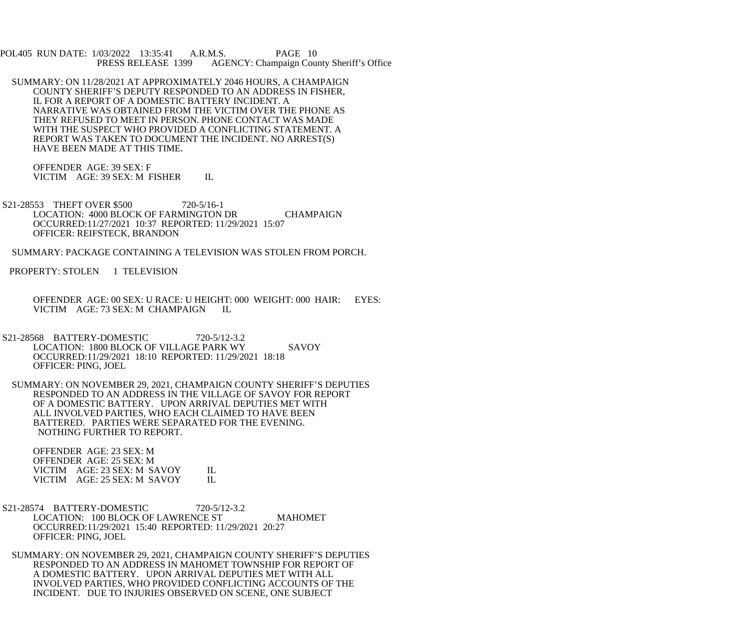SUMMARY: ON 11/28/2021 AT APPROXIMATELY 2046 HOURS, A CHAMPAIGN COUNTY SHERIFF'S DEPUTY RESPONDED TO AN ADDRESS IN FISHER, IL FOR A REPORT OF A DOMESTIC BATTERY INCIDENT. A NARRATIVE WAS OBTAINED FROM THE VICTIM OVER THE PHONE AS THEY REFUSED TO MEET IN PERSON. PHONE CONTACT WAS MADE WITH THE SUSPECT WHO PROVIDED A CONFLICTING STATEMENT. A REPORT WAS TAKEN TO DOCUMENT THE INCIDENT. NO ARREST(S) HAVE BEEN MADE AT THIS TIME.

OFFENDER AGE: 39 SEX: F
VICTIM AGE: 39 SEX: M FISHER IL

S21-28553 THEFT OVER $500 720-5/16-1
LOCATION: 4000 BLOCK OF FARMINGTON DR CHAMPAIGN
OCCURRED:11/27/2021 10:37 REPORTED: 11/29/2021 15:07
OFFICER: REIFSTECK, BRANDON

SUMMARY: PACKAGE CONTAINING A TELEVISION WAS STOLEN FROM PORCH.

PROPERTY: STOLEN 1 TELEVISION

OFFENDER AGE: 00 SEX: U RACE: U HEIGHT: 000 WEIGHT: 000 HAIR: EYES:
VICTIM AGE: 73 SEX: M CHAMPAIGN IL

S21-28568 BATTERY-DOMESTIC 720-5/12-3.2
LOCATION: 1800 BLOCK OF VILLAGE PARK WY SAVOY
OCCURRED:11/29/2021 18:10 REPORTED: 11/29/2021 18:18
OFFICER: PING, JOEL

SUMMARY: ON NOVEMBER 29, 2021, CHAMPAIGN COUNTY SHERIFF'S DEPUTIES RESPONDED TO AN ADDRESS IN THE VILLAGE OF SAVOY FOR REPORT OF A DOMESTIC BATTERY. UPON ARRIVAL DEPUTIES MET WITH ALL INVOLVED PARTIES, WHO EACH CLAIMED TO HAVE BEEN BATTERED. PARTIES WERE SEPARATED FOR THE EVENING. NOTHING FURTHER TO REPORT.

OFFENDER AGE: 23 SEX: M
OFFENDER AGE: 25 SEX: M
VICTIM AGE: 23 SEX: M SAVOY IL
VICTIM AGE: 25 SEX: M SAVOY IL

S21-28574 BATTERY-DOMESTIC 720-5/12-3.2
LOCATION: 100 BLOCK OF LAWRENCE ST MAHOMET
OCCURRED:11/29/2021 15:40 REPORTED: 11/29/2021 20:27
OFFICER: PING, JOEL

SUMMARY: ON NOVEMBER 29, 2021, CHAMPAIGN COUNTY SHERIFF'S DEPUTIES RESPONDED TO AN ADDRESS IN MAHOMET TOWNSHIP FOR REPORT OF A DOMESTIC BATTERY. UPON ARRIVAL DEPUTIES MET WITH ALL INVOLVED PARTIES, WHO PROVIDED CONFLICTING ACCOUNTS OF THE INCIDENT. DUE TO INJURIES OBSERVED ON SCENE, ONE SUBJECT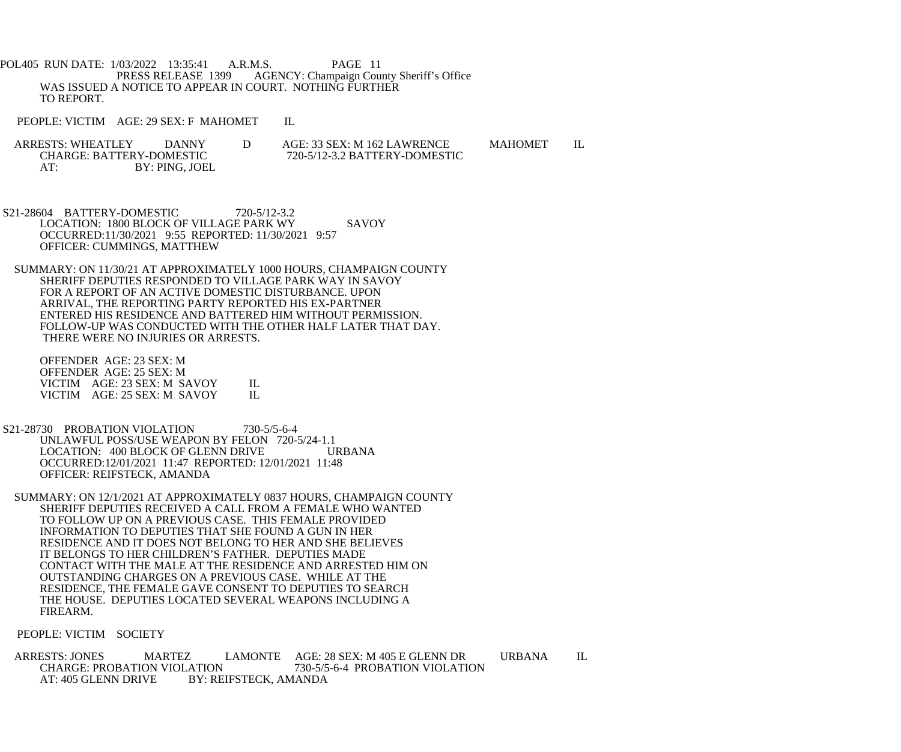WAS ISSUED A NOTICE TO APPEAR IN COURT. NOTHING FURTHER TO REPORT.

PEOPLE: VICTIM AGE: 29 SEX: F MAHOMET IL

ARRESTS: WHEATLEY DANNY D AGE: 33 SEX: M 162 LAWRENCE MAHOMET IL
CHARGE: BATTERY-DOMESTIC 720-5/12-3.2 BATTERY-DOMESTIC
AT: BY: PING, JOEL

S21-28604 BATTERY-DOMESTIC 720-5/12-3.2
LOCATION: 1800 BLOCK OF VILLAGE PARK WY SAVOY
OCCURRED:11/30/2021 9:55 REPORTED: 11/30/2021 9:57
OFFICER: CUMMINGS, MATTHEW

SUMMARY: ON 11/30/21 AT APPROXIMATELY 1000 HOURS, CHAMPAIGN COUNTY SHERIFF DEPUTIES RESPONDED TO VILLAGE PARK WAY IN SAVOY FOR A REPORT OF AN ACTIVE DOMESTIC DISTURBANCE. UPON ARRIVAL, THE REPORTING PARTY REPORTED HIS EX-PARTNER ENTERED HIS RESIDENCE AND BATTERED HIM WITHOUT PERMISSION. FOLLOW-UP WAS CONDUCTED WITH THE OTHER HALF LATER THAT DAY. THERE WERE NO INJURIES OR ARRESTS.

OFFENDER AGE: 23 SEX: M
OFFENDER AGE: 25 SEX: M
VICTIM AGE: 23 SEX: M SAVOY IL
VICTIM AGE: 25 SEX: M SAVOY IL

S21-28730 PROBATION VIOLATION 730-5/5-6-4
UNLAWFUL POSS/USE WEAPON BY FELON 720-5/24-1.1
LOCATION: 400 BLOCK OF GLENN DRIVE URBANA
OCCURRED:12/01/2021 11:47 REPORTED: 12/01/2021 11:48
OFFICER: REIFSTECK, AMANDA

SUMMARY: ON 12/1/2021 AT APPROXIMATELY 0837 HOURS, CHAMPAIGN COUNTY SHERIFF DEPUTIES RECEIVED A CALL FROM A FEMALE WHO WANTED TO FOLLOW UP ON A PREVIOUS CASE. THIS FEMALE PROVIDED INFORMATION TO DEPUTIES THAT SHE FOUND A GUN IN HER RESIDENCE AND IT DOES NOT BELONG TO HER AND SHE BELIEVES IT BELONGS TO HER CHILDREN'S FATHER. DEPUTIES MADE CONTACT WITH THE MALE AT THE RESIDENCE AND ARRESTED HIM ON OUTSTANDING CHARGES ON A PREVIOUS CASE. WHILE AT THE RESIDENCE, THE FEMALE GAVE CONSENT TO DEPUTIES TO SEARCH THE HOUSE. DEPUTIES LOCATED SEVERAL WEAPONS INCLUDING A FIREARM.

PEOPLE: VICTIM SOCIETY

ARRESTS: JONES MARTEZ LAMONTE AGE: 28 SEX: M 405 E GLENN DR URBANA IL
CHARGE: PROBATION VIOLATION 730-5/5-6-4 PROBATION VIOLATION
AT: 405 GLENN DRIVE BY: REIFSTECK, AMANDA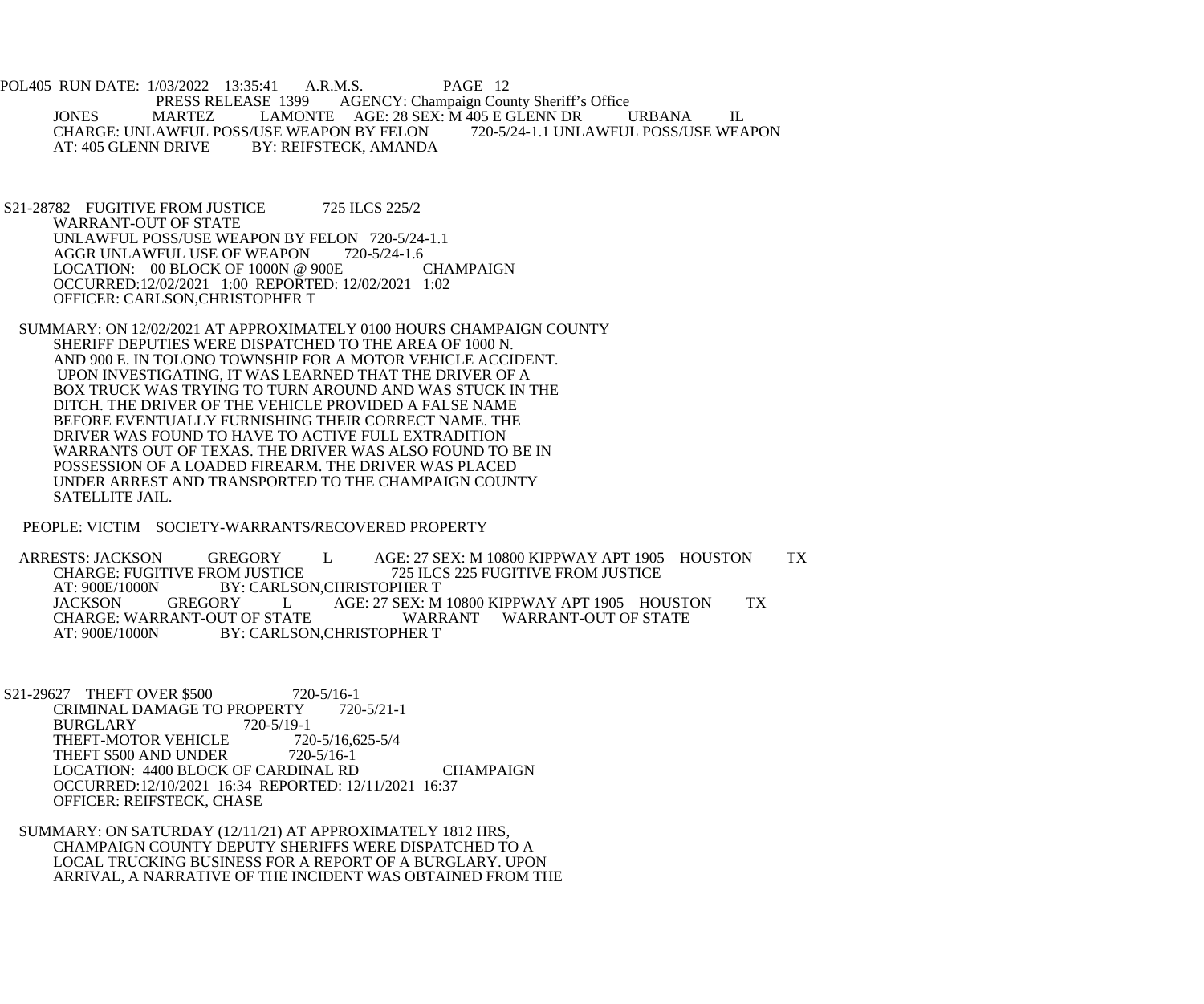PRESS RELEASE 1399 AGENCY: Champaign County Sheriff's Office

JONES MARTEZ LAMONTE AGE: 28 SEX: M 405 E GLENN DR URBANA IL
CHARGE: UNLAWFUL POSS/USE WEAPON BY FELON 720-5/24-1.1 UNLAWFUL POSS/USE WEAPON
AT: 405 GLENN DRIVE BY: REIFSTECK, AMANDA

S21-28782 FUGITIVE FROM JUSTICE 725 ILCS 225/2
WARRANT-OUT OF STATE
UNLAWFUL POSS/USE WEAPON BY FELON 720-5/24-1.1
AGGR UNLAWFUL USE OF WEAPON 720-5/24-1.6
LOCATION: 00 BLOCK OF 1000N @ 900E CHAMPAIGN
OCCURRED:12/02/2021 1:00 REPORTED: 12/02/2021 1:02
OFFICER: CARLSON,CHRISTOPHER T

SUMMARY: ON 12/02/2021 AT APPROXIMATELY 0100 HOURS CHAMPAIGN COUNTY SHERIFF DEPUTIES WERE DISPATCHED TO THE AREA OF 1000 N. AND 900 E. IN TOLONO TOWNSHIP FOR A MOTOR VEHICLE ACCIDENT. UPON INVESTIGATING, IT WAS LEARNED THAT THE DRIVER OF A BOX TRUCK WAS TRYING TO TURN AROUND AND WAS STUCK IN THE DITCH. THE DRIVER OF THE VEHICLE PROVIDED A FALSE NAME BEFORE EVENTUALLY FURNISHING THEIR CORRECT NAME. THE DRIVER WAS FOUND TO HAVE TO ACTIVE FULL EXTRADITION WARRANTS OUT OF TEXAS. THE DRIVER WAS ALSO FOUND TO BE IN POSSESSION OF A LOADED FIREARM. THE DRIVER WAS PLACED UNDER ARREST AND TRANSPORTED TO THE CHAMPAIGN COUNTY SATELLITE JAIL.

PEOPLE: VICTIM SOCIETY-WARRANTS/RECOVERED PROPERTY

ARRESTS: JACKSON GREGORY L AGE: 27 SEX: M 10800 KIPPWAY APT 1905 HOUSTON TX
CHARGE: FUGITIVE FROM JUSTICE 725 ILCS 225 FUGITIVE FROM JUSTICE
AT: 900E/1000N BY: CARLSON,CHRISTOPHER T
JACKSON GREGORY L AGE: 27 SEX: M 10800 KIPPWAY APT 1905 HOUSTON TX
CHARGE: WARRANT-OUT OF STATE WARRANT WARRANT-OUT OF STATE
AT: 900E/1000N BY: CARLSON,CHRISTOPHER T

S21-29627 THEFT OVER $500 720-5/16-1
CRIMINAL DAMAGE TO PROPERTY 720-5/21-1
BURGLARY 720-5/19-1
THEFT-MOTOR VEHICLE 720-5/16,625-5/4
THEFT $500 AND UNDER 720-5/16-1
LOCATION: 4400 BLOCK OF CARDINAL RD CHAMPAIGN
OCCURRED:12/10/2021 16:34 REPORTED: 12/11/2021 16:37
OFFICER: REIFSTECK, CHASE

SUMMARY: ON SATURDAY (12/11/21) AT APPROXIMATELY 1812 HRS, CHAMPAIGN COUNTY DEPUTY SHERIFFS WERE DISPATCHED TO A LOCAL TRUCKING BUSINESS FOR A REPORT OF A BURGLARY. UPON ARRIVAL, A NARRATIVE OF THE INCIDENT WAS OBTAINED FROM THE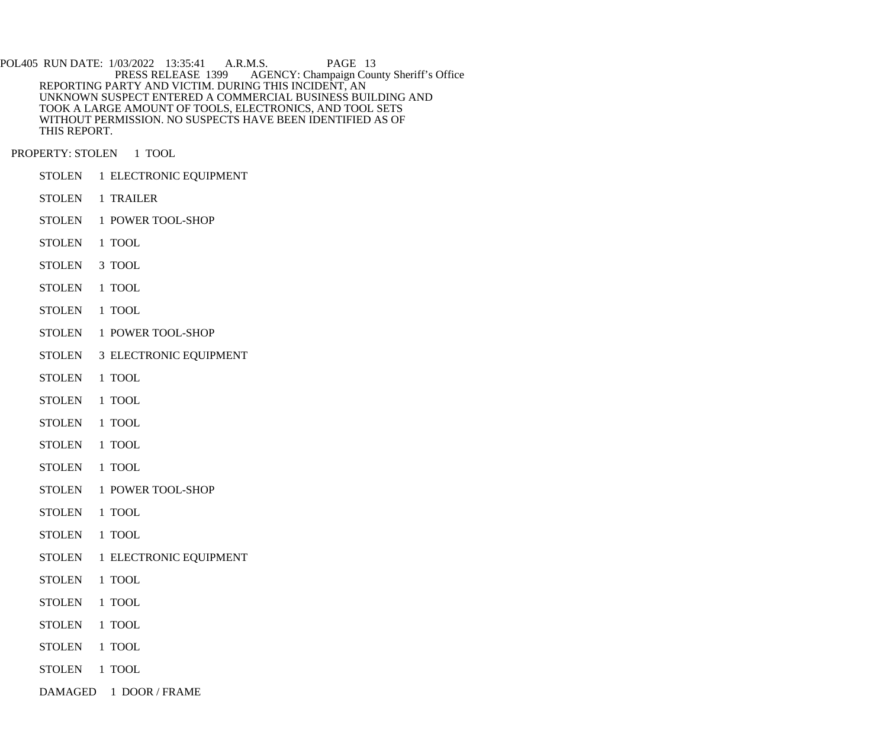REPORTING PARTY AND VICTIM. DURING THIS INCIDENT, AN UNKNOWN SUSPECT ENTERED A COMMERCIAL BUSINESS BUILDING AND TOOK A LARGE AMOUNT OF TOOLS, ELECTRONICS, AND TOOL SETS WITHOUT PERMISSION. NO SUSPECTS HAVE BEEN IDENTIFIED AS OF THIS REPORT.

PROPERTY: STOLEN 1 TOOL

STOLEN 1 ELECTRONIC EQUIPMENT

STOLEN 1 TRAILER

STOLEN 1 POWER TOOL-SHOP

STOLEN 1 TOOL

STOLEN 3 TOOL

STOLEN 1 TOOL

STOLEN 1 TOOL

STOLEN 1 POWER TOOL-SHOP

STOLEN 3 ELECTRONIC EQUIPMENT

STOLEN 1 TOOL

STOLEN 1 TOOL

STOLEN 1 TOOL

STOLEN 1 TOOL

STOLEN 1 TOOL

STOLEN 1 POWER TOOL-SHOP

STOLEN 1 TOOL

STOLEN 1 TOOL

STOLEN 1 ELECTRONIC EQUIPMENT

STOLEN 1 TOOL

STOLEN 1 TOOL

STOLEN 1 TOOL

STOLEN 1 TOOL

STOLEN 1 TOOL

DAMAGED 1 DOOR / FRAME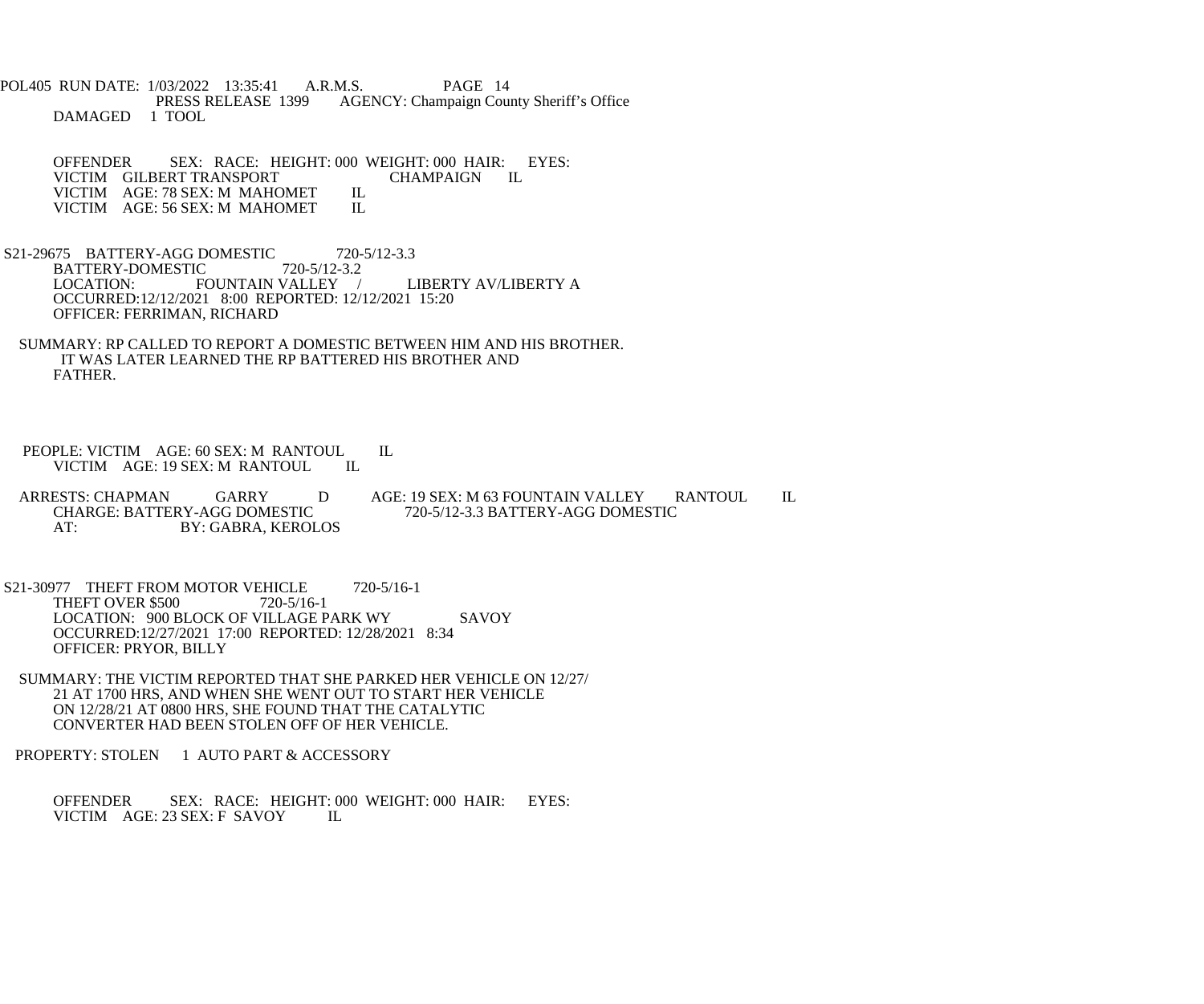DAMAGED 1 TOOL

OFFENDER SEX: RACE: HEIGHT: 000 WEIGHT: 000 HAIR: EYES:
VICTIM GILBERT TRANSPORT CHAMPAIGN IL
VICTIM AGE: 78 SEX: M MAHOMET IL
VICTIM AGE: 56 SEX: M MAHOMET IL

S21-29675 BATTERY-AGG DOMESTIC 720-5/12-3.3
BATTERY-DOMESTIC 720-5/12-3.2
LOCATION: FOUNTAIN VALLEY / LIBERTY AV/LIBERTY A
OCCURRED:12/12/2021 8:00 REPORTED: 12/12/2021 15:20
OFFICER: FERRIMAN, RICHARD

SUMMARY: RP CALLED TO REPORT A DOMESTIC BETWEEN HIM AND HIS BROTHER.
IT WAS LATER LEARNED THE RP BATTERED HIS BROTHER AND
FATHER.

PEOPLE: VICTIM AGE: 60 SEX: M RANTOUL IL
VICTIM AGE: 19 SEX: M RANTOUL IL

ARRESTS: CHAPMAN GARRY D AGE: 19 SEX: M 63 FOUNTAIN VALLEY RANTOUL IL
CHARGE: BATTERY-AGG DOMESTIC 720-5/12-3.3 BATTERY-AGG DOMESTIC
AT: BY: GABRA, KEROLOS

S21-30977 THEFT FROM MOTOR VEHICLE 720-5/16-1
THEFT OVER $500 720-5/16-1
LOCATION: 900 BLOCK OF VILLAGE PARK WY SAVOY
OCCURRED:12/27/2021 17:00 REPORTED: 12/28/2021 8:34
OFFICER: PRYOR, BILLY

SUMMARY: THE VICTIM REPORTED THAT SHE PARKED HER VEHICLE ON 12/27/
21 AT 1700 HRS, AND WHEN SHE WENT OUT TO START HER VEHICLE
ON 12/28/21 AT 0800 HRS, SHE FOUND THAT THE CATALYTIC
CONVERTER HAD BEEN STOLEN OFF OF HER VEHICLE.

PROPERTY: STOLEN 1 AUTO PART & ACCESSORY

OFFENDER SEX: RACE: HEIGHT: 000 WEIGHT: 000 HAIR: EYES:
VICTIM AGE: 23 SEX: F SAVOY IL